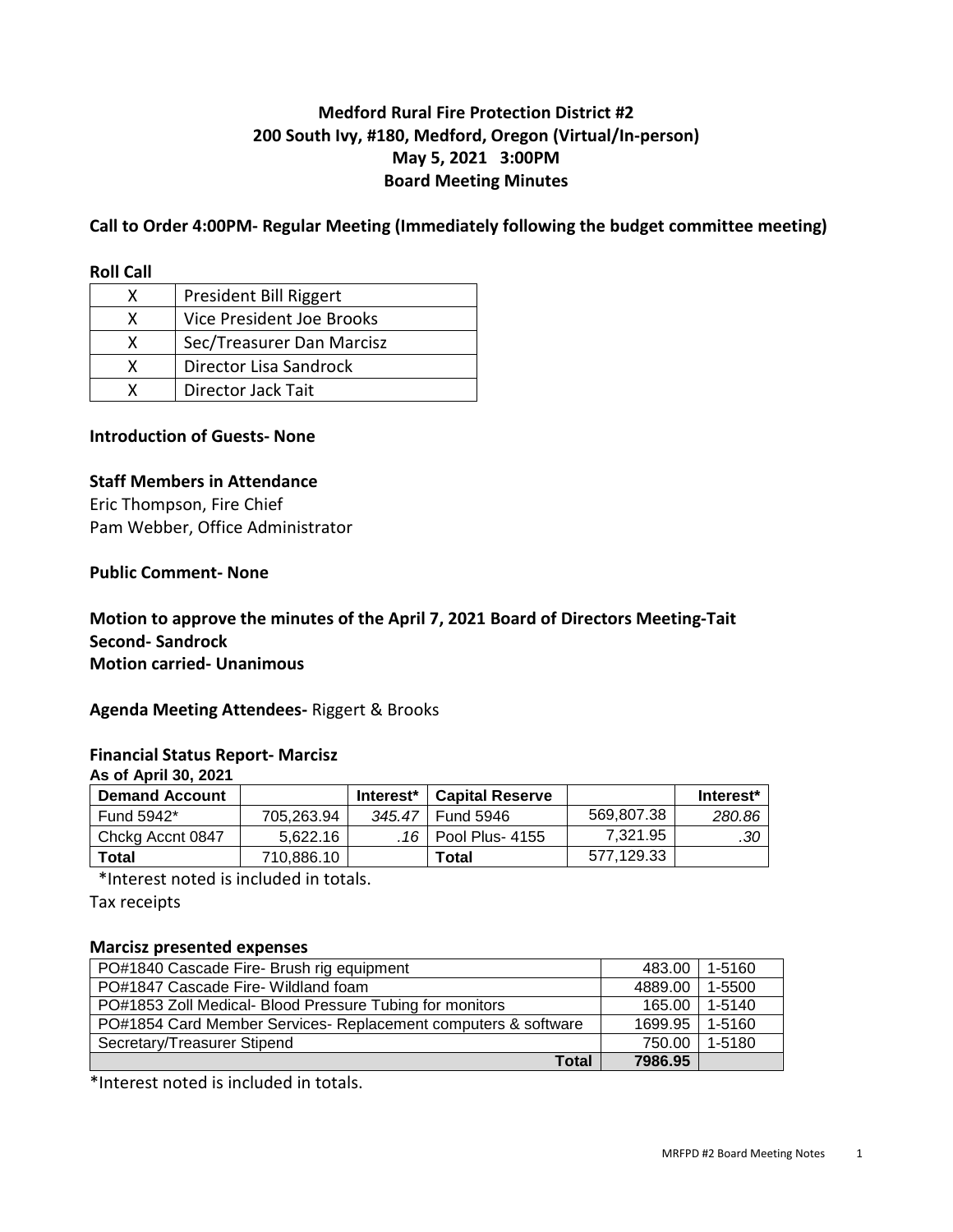# Medford Rural Fire Protection District #2
## 200 South Ivy, #180, Medford, Oregon (Virtual/In-person)
## May 5, 2021 3:00PM
## Board Meeting Minutes

**Call to Order 4:00PM- Regular Meeting (Immediately following the budget committee meeting)**

**Roll Call**

| | |
|---|---|
| X | President Bill Riggert |
| X | Vice President Joe Brooks |
| X | Sec/Treasurer Dan Marcisz |
| X | Director Lisa Sandrock |
| X | Director Jack Tait |

**Introduction of Guests- None**

**Staff Members in Attendance**

Eric Thompson, Fire Chief
Pam Webber, Office Administrator

**Public Comment- None**

**Motion to approve the minutes of the April 7, 2021 Board of Directors Meeting-Tait**
**Second- Sandrock**
**Motion carried- Unanimous**

**Agenda Meeting Attendees-** Riggert & Brooks

**Financial Status Report- Marcisz**

**As of April 30, 2021**

| Demand Account | | Interest* | Capital Reserve | | Interest* |
|---|---|---|---|---|---|
| Fund 5942* | 705,263.94 | *345.47* | Fund 5946 | 569,807.38 | *280.86* |
| Chckg Accnt 0847 | 5,622.16 | *.16* | Pool Plus- 4155 | 7,321.95 | *.30* |
| **Total** | 710,886.10 | | **Total** | 577,129.33 | |

*Interest noted is included in totals.

Tax receipts

**Marcisz presented expenses**

| | | |
|---|---|---|
| PO#1840 Cascade Fire- Brush rig equipment | 483.00 | 1-5160 |
| PO#1847 Cascade Fire- Wildland foam | 4889.00 | 1-5500 |
| PO#1853 Zoll Medical- Blood Pressure Tubing for monitors | 165.00 | 1-5140 |
| PO#1854 Card Member Services- Replacement computers & software | 1699.95 | 1-5160 |
| Secretary/Treasurer Stipend | 750.00 | 1-5180 |
| **Total** | **7986.95** | |

*Interest noted is included in totals.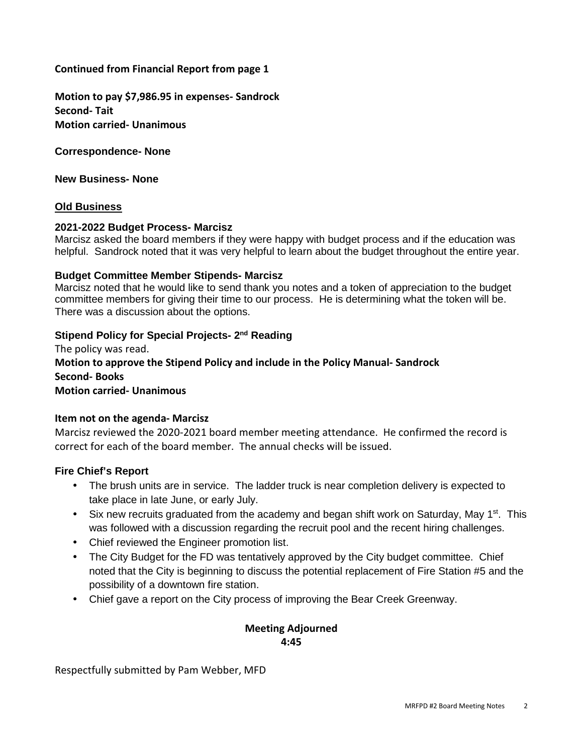**Continued from Financial Report from page 1**

**Motion to pay $7,986.95 in expenses- Sandrock**
**Second- Tait**
**Motion carried- Unanimous**

**Correspondence- None**

**New Business- None**

## Old Business

### 2021-2022 Budget Process- Marcisz

Marcisz asked the board members if they were happy with budget process and if the education was helpful. Sandrock noted that it was very helpful to learn about the budget throughout the entire year.

### Budget Committee Member Stipends- Marcisz

Marcisz noted that he would like to send thank you notes and a token of appreciation to the budget committee members for giving their time to our process. He is determining what the token will be. There was a discussion about the options.

### Stipend Policy for Special Projects- 2nd Reading

The policy was read.

**Motion to approve the Stipend Policy and include in the Policy Manual- Sandrock**
**Second- Books**
**Motion carried- Unanimous**

### Item not on the agenda- Marcisz

Marcisz reviewed the 2020-2021 board member meeting attendance. He confirmed the record is correct for each of the board member. The annual checks will be issued.

## Fire Chief's Report

- The brush units are in service. The ladder truck is near completion delivery is expected to take place in late June, or early July.
- Six new recruits graduated from the academy and began shift work on Saturday, May 1st. This was followed with a discussion regarding the recruit pool and the recent hiring challenges.
- Chief reviewed the Engineer promotion list.
- The City Budget for the FD was tentatively approved by the City budget committee. Chief noted that the City is beginning to discuss the potential replacement of Fire Station #5 and the possibility of a downtown fire station.
- Chief gave a report on the City process of improving the Bear Creek Greenway.

**Meeting Adjourned**
**4:45**

Respectfully submitted by Pam Webber, MFD